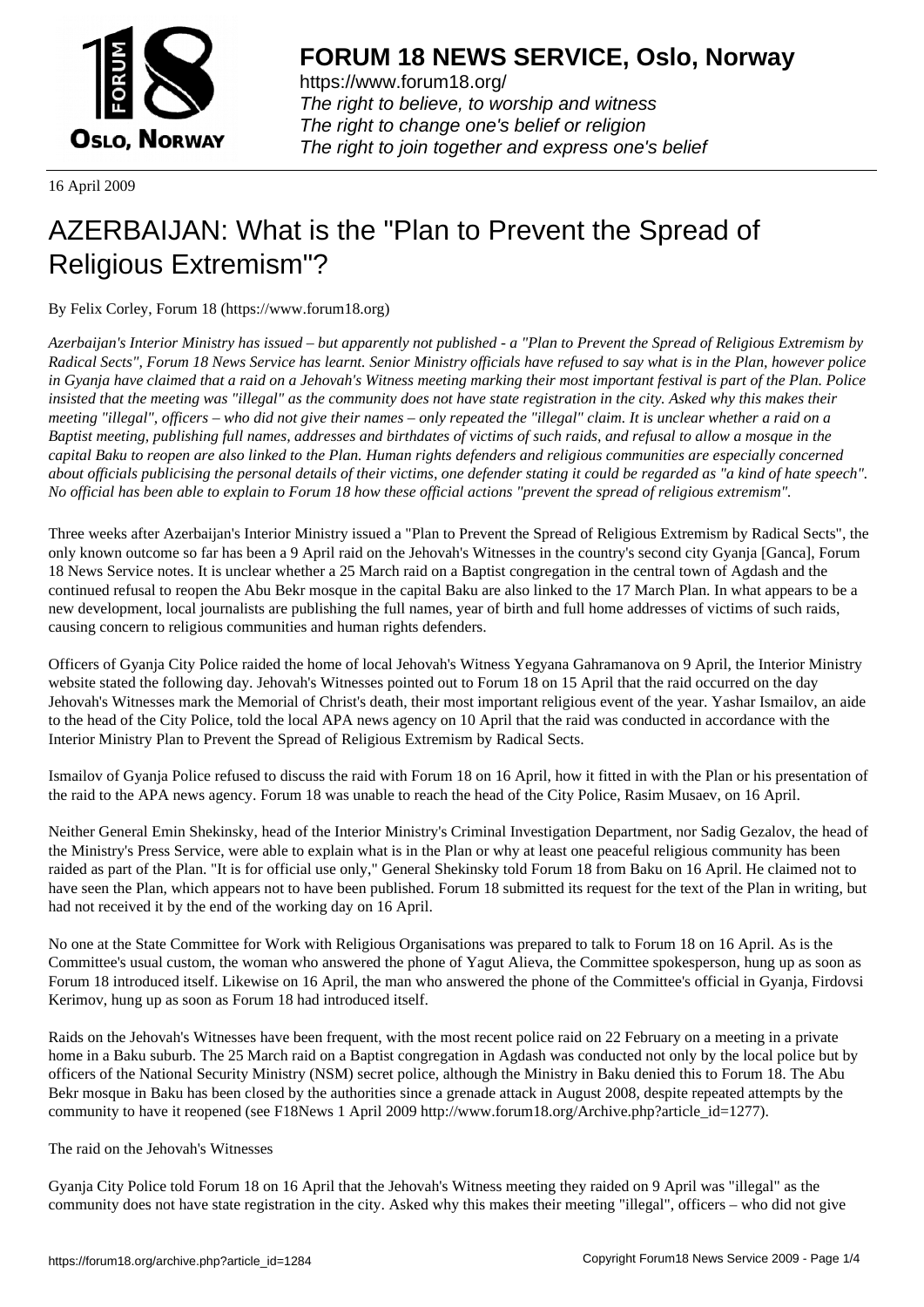# FORUM 18 NEWS SERVICE, Oslo, Norway

https://www.forum18.org/
*The right to believe, to worship and witness*
*The right to change one's belief or religion*
*The right to join together and express one's belief*

16 April 2009

# AZERBAIJAN: What is the "Plan to Prevent the Spread of Religious Extremism"?

By Felix Corley, Forum 18 (https://www.forum18.org)

*Azerbaijan's Interior Ministry has issued – but apparently not published - a "Plan to Prevent the Spread of Religious Extremism by Radical Sects", Forum 18 News Service has learnt. Senior Ministry officials have refused to say what is in the Plan, however police in Gyanja have claimed that a raid on a Jehovah's Witness meeting marking their most important festival is part of the Plan. Police insisted that the meeting was "illegal" as the community does not have state registration in the city. Asked why this makes their meeting "illegal", officers – who did not give their names – only repeated the "illegal" claim. It is unclear whether a raid on a Baptist meeting, publishing full names, addresses and birthdates of victims of such raids, and refusal to allow a mosque in the capital Baku to reopen are also linked to the Plan. Human rights defenders and religious communities are especially concerned about officials publicising the personal details of their victims, one defender stating it could be regarded as "a kind of hate speech". No official has been able to explain to Forum 18 how these official actions "prevent the spread of religious extremism".*

Three weeks after Azerbaijan's Interior Ministry issued a "Plan to Prevent the Spread of Religious Extremism by Radical Sects", the only known outcome so far has been a 9 April raid on the Jehovah's Witnesses in the country's second city Gyanja [Ganca], Forum 18 News Service notes. It is unclear whether a 25 March raid on a Baptist congregation in the central town of Agdash and the continued refusal to reopen the Abu Bekr mosque in the capital Baku are also linked to the 17 March Plan. In what appears to be a new development, local journalists are publishing the full names, year of birth and full home addresses of victims of such raids, causing concern to religious communities and human rights defenders.

Officers of Gyanja City Police raided the home of local Jehovah's Witness Yegyana Gahramanova on 9 April, the Interior Ministry website stated the following day. Jehovah's Witnesses pointed out to Forum 18 on 15 April that the raid occurred on the day Jehovah's Witnesses mark the Memorial of Christ's death, their most important religious event of the year. Yashar Ismailov, an aide to the head of the City Police, told the local APA news agency on 10 April that the raid was conducted in accordance with the Interior Ministry Plan to Prevent the Spread of Religious Extremism by Radical Sects.

Ismailov of Gyanja Police refused to discuss the raid with Forum 18 on 16 April, how it fitted in with the Plan or his presentation of the raid to the APA news agency. Forum 18 was unable to reach the head of the City Police, Rasim Musaev, on 16 April.

Neither General Emin Shekinsky, head of the Interior Ministry's Criminal Investigation Department, nor Sadig Gezalov, the head of the Ministry's Press Service, were able to explain what is in the Plan or why at least one peaceful religious community has been raided as part of the Plan. "It is for official use only," General Shekinsky told Forum 18 from Baku on 16 April. He claimed not to have seen the Plan, which appears not to have been published. Forum 18 submitted its request for the text of the Plan in writing, but had not received it by the end of the working day on 16 April.

No one at the State Committee for Work with Religious Organisations was prepared to talk to Forum 18 on 16 April. As is the Committee's usual custom, the woman who answered the phone of Yagut Alieva, the Committee spokesperson, hung up as soon as Forum 18 introduced itself. Likewise on 16 April, the man who answered the phone of the Committee's official in Gyanja, Firdovsi Kerimov, hung up as soon as Forum 18 had introduced itself.

Raids on the Jehovah's Witnesses have been frequent, with the most recent police raid on 22 February on a meeting in a private home in a Baku suburb. The 25 March raid on a Baptist congregation in Agdash was conducted not only by the local police but by officers of the National Security Ministry (NSM) secret police, although the Ministry in Baku denied this to Forum 18. The Abu Bekr mosque in Baku has been closed by the authorities since a grenade attack in August 2008, despite repeated attempts by the community to have it reopened (see F18News 1 April 2009 http://www.forum18.org/Archive.php?article_id=1277).

## The raid on the Jehovah's Witnesses

Gyanja City Police told Forum 18 on 16 April that the Jehovah's Witness meeting they raided on 9 April was "illegal" as the community does not have state registration in the city. Asked why this makes their meeting "illegal", officers – who did not give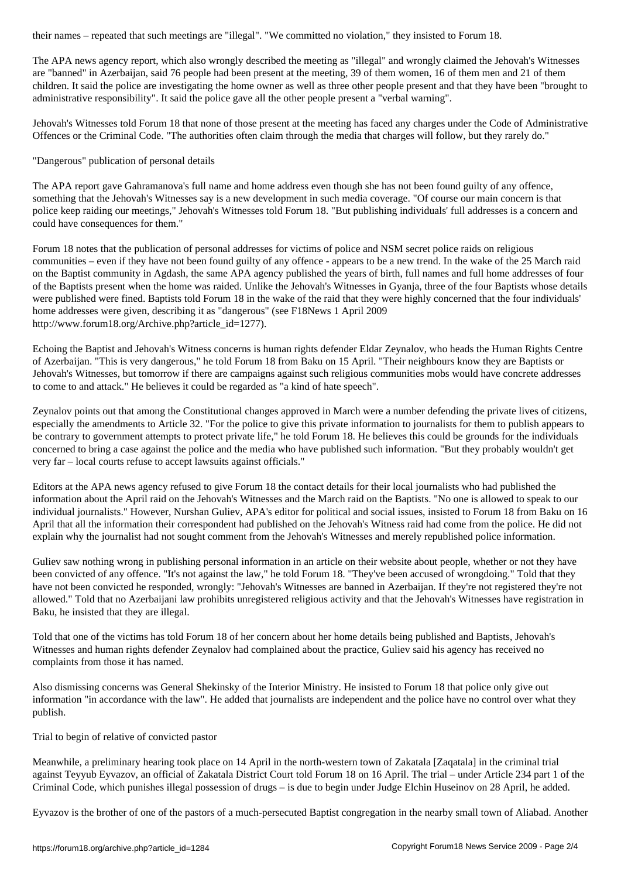their names – repeated that such meetings are "illegal". "We committed no violation," they insisted to Forum 18.

The APA news agency report, which also wrongly described the meeting as "illegal" and wrongly claimed the Jehovah's Witnesses are "banned" in Azerbaijan, said 76 people had been present at the meeting, 39 of them women, 16 of them men and 21 of them children. It said the police are investigating the home owner as well as three other people present and that they have been "brought to administrative responsibility". It said the police gave all the other people present a "verbal warning".

Jehovah's Witnesses told Forum 18 that none of those present at the meeting has faced any charges under the Code of Administrative Offences or the Criminal Code. "The authorities often claim through the media that charges will follow, but they rarely do."

"Dangerous" publication of personal details

The APA report gave Gahramanova's full name and home address even though she has not been found guilty of any offence, something that the Jehovah's Witnesses say is a new development in such media coverage. "Of course our main concern is that police keep raiding our meetings," Jehovah's Witnesses told Forum 18. "But publishing individuals' full addresses is a concern and could have consequences for them."

Forum 18 notes that the publication of personal addresses for victims of police and NSM secret police raids on religious communities – even if they have not been found guilty of any offence - appears to be a new trend. In the wake of the 25 March raid on the Baptist community in Agdash, the same APA agency published the years of birth, full names and full home addresses of four of the Baptists present when the home was raided. Unlike the Jehovah's Witnesses in Gyanja, three of the four Baptists whose details were published were fined. Baptists told Forum 18 in the wake of the raid that they were highly concerned that the four individuals' home addresses were given, describing it as "dangerous" (see F18News 1 April 2009 http://www.forum18.org/Archive.php?article_id=1277).

Echoing the Baptist and Jehovah's Witness concerns is human rights defender Eldar Zeynalov, who heads the Human Rights Centre of Azerbaijan. "This is very dangerous," he told Forum 18 from Baku on 15 April. "Their neighbours know they are Baptists or Jehovah's Witnesses, but tomorrow if there are campaigns against such religious communities mobs would have concrete addresses to come to and attack." He believes it could be regarded as "a kind of hate speech".

Zeynalov points out that among the Constitutional changes approved in March were a number defending the private lives of citizens, especially the amendments to Article 32. "For the police to give this private information to journalists for them to publish appears to be contrary to government attempts to protect private life," he told Forum 18. He believes this could be grounds for the individuals concerned to bring a case against the police and the media who have published such information. "But they probably wouldn't get very far – local courts refuse to accept lawsuits against officials."

Editors at the APA news agency refused to give Forum 18 the contact details for their local journalists who had published the information about the April raid on the Jehovah's Witnesses and the March raid on the Baptists. "No one is allowed to speak to our individual journalists." However, Nurshan Guliev, APA's editor for political and social issues, insisted to Forum 18 from Baku on 16 April that all the information their correspondent had published on the Jehovah's Witness raid had come from the police. He did not explain why the journalist had not sought comment from the Jehovah's Witnesses and merely republished police information.

Guliev saw nothing wrong in publishing personal information in an article on their website about people, whether or not they have been convicted of any offence. "It's not against the law," he told Forum 18. "They've been accused of wrongdoing." Told that they have not been convicted he responded, wrongly: "Jehovah's Witnesses are banned in Azerbaijan. If they're not registered they're not allowed." Told that no Azerbaijani law prohibits unregistered religious activity and that the Jehovah's Witnesses have registration in Baku, he insisted that they are illegal.

Told that one of the victims has told Forum 18 of her concern about her home details being published and Baptists, Jehovah's Witnesses and human rights defender Zeynalov had complained about the practice, Guliev said his agency has received no complaints from those it has named.

Also dismissing concerns was General Shekinsky of the Interior Ministry. He insisted to Forum 18 that police only give out information "in accordance with the law". He added that journalists are independent and the police have no control over what they publish.

Trial to begin of relative of convicted pastor

Meanwhile, a preliminary hearing took place on 14 April in the north-western town of Zakatala [Zaqatala] in the criminal trial against Teyyub Eyvazov, an official of Zakatala District Court told Forum 18 on 16 April. The trial – under Article 234 part 1 of the Criminal Code, which punishes illegal possession of drugs – is due to begin under Judge Elchin Huseinov on 28 April, he added.

Eyvazov is the brother of one of the pastors of a much-persecuted Baptist congregation in the nearby small town of Aliabad. Another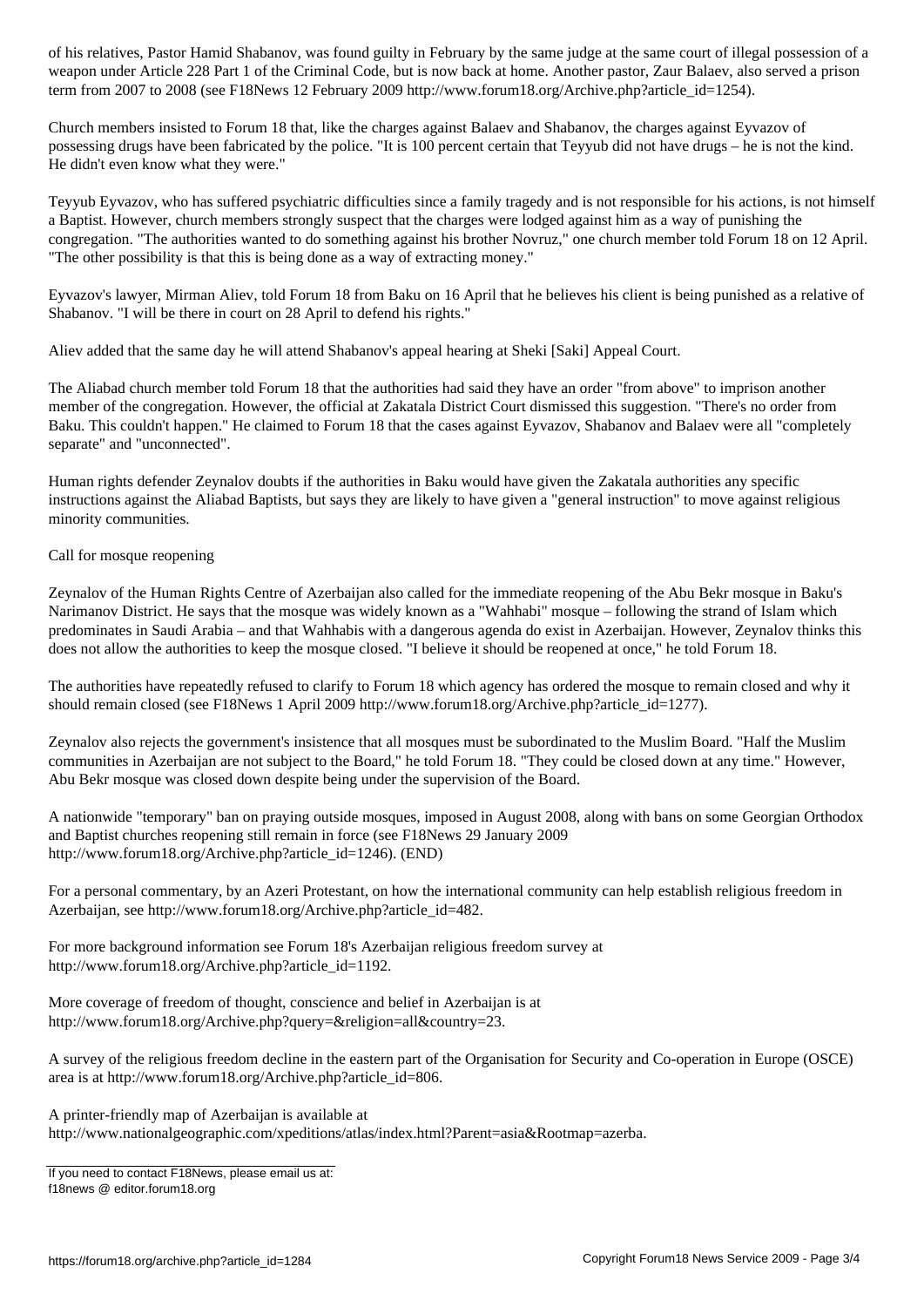of his relatives, Pastor Hamid Shabanov, was found guilty in February by the same judge at the same court of illegal possession of a weapon under Article 228 Part 1 of the Criminal Code, but is now back at home. Another pastor, Zaur Balaev, also served a prison term from 2007 to 2008 (see F18News 12 February 2009 http://www.forum18.org/Archive.php?article_id=1254).

Church members insisted to Forum 18 that, like the charges against Balaev and Shabanov, the charges against Eyvazov of possessing drugs have been fabricated by the police. "It is 100 percent certain that Teyyub did not have drugs – he is not the kind. He didn't even know what they were."

Teyyub Eyvazov, who has suffered psychiatric difficulties since a family tragedy and is not responsible for his actions, is not himself a Baptist. However, church members strongly suspect that the charges were lodged against him as a way of punishing the congregation. "The authorities wanted to do something against his brother Novruz," one church member told Forum 18 on 12 April. "The other possibility is that this is being done as a way of extracting money."

Eyvazov's lawyer, Mirman Aliev, told Forum 18 from Baku on 16 April that he believes his client is being punished as a relative of Shabanov. "I will be there in court on 28 April to defend his rights."

Aliev added that the same day he will attend Shabanov's appeal hearing at Sheki [Saki] Appeal Court.

The Aliabad church member told Forum 18 that the authorities had said they have an order "from above" to imprison another member of the congregation. However, the official at Zakatala District Court dismissed this suggestion. "There's no order from Baku. This couldn't happen." He claimed to Forum 18 that the cases against Eyvazov, Shabanov and Balaev were all "completely separate" and "unconnected".

Human rights defender Zeynalov doubts if the authorities in Baku would have given the Zakatala authorities any specific instructions against the Aliabad Baptists, but says they are likely to have given a "general instruction" to move against religious minority communities.

Call for mosque reopening

Zeynalov of the Human Rights Centre of Azerbaijan also called for the immediate reopening of the Abu Bekr mosque in Baku's Narimanov District. He says that the mosque was widely known as a "Wahhabi" mosque – following the strand of Islam which predominates in Saudi Arabia – and that Wahhabis with a dangerous agenda do exist in Azerbaijan. However, Zeynalov thinks this does not allow the authorities to keep the mosque closed. "I believe it should be reopened at once," he told Forum 18.

The authorities have repeatedly refused to clarify to Forum 18 which agency has ordered the mosque to remain closed and why it should remain closed (see F18News 1 April 2009 http://www.forum18.org/Archive.php?article_id=1277).

Zeynalov also rejects the government's insistence that all mosques must be subordinated to the Muslim Board. "Half the Muslim communities in Azerbaijan are not subject to the Board," he told Forum 18. "They could be closed down at any time." However, Abu Bekr mosque was closed down despite being under the supervision of the Board.

A nationwide "temporary" ban on praying outside mosques, imposed in August 2008, along with bans on some Georgian Orthodox and Baptist churches reopening still remain in force (see F18News 29 January 2009 http://www.forum18.org/Archive.php?article_id=1246). (END)

For a personal commentary, by an Azeri Protestant, on how the international community can help establish religious freedom in Azerbaijan, see http://www.forum18.org/Archive.php?article_id=482.

For more background information see Forum 18's Azerbaijan religious freedom survey at http://www.forum18.org/Archive.php?article_id=1192.

More coverage of freedom of thought, conscience and belief in Azerbaijan is at http://www.forum18.org/Archive.php?query=&religion=all&country=23.

A survey of the religious freedom decline in the eastern part of the Organisation for Security and Co-operation in Europe (OSCE) area is at http://www.forum18.org/Archive.php?article_id=806.

A printer-friendly map of Azerbaijan is available at http://www.nationalgeographic.com/xpeditions/atlas/index.html?Parent=asia&Rootmap=azerba.

If you need to contact F18News, please email us at:
f18news @ editor.forum18.org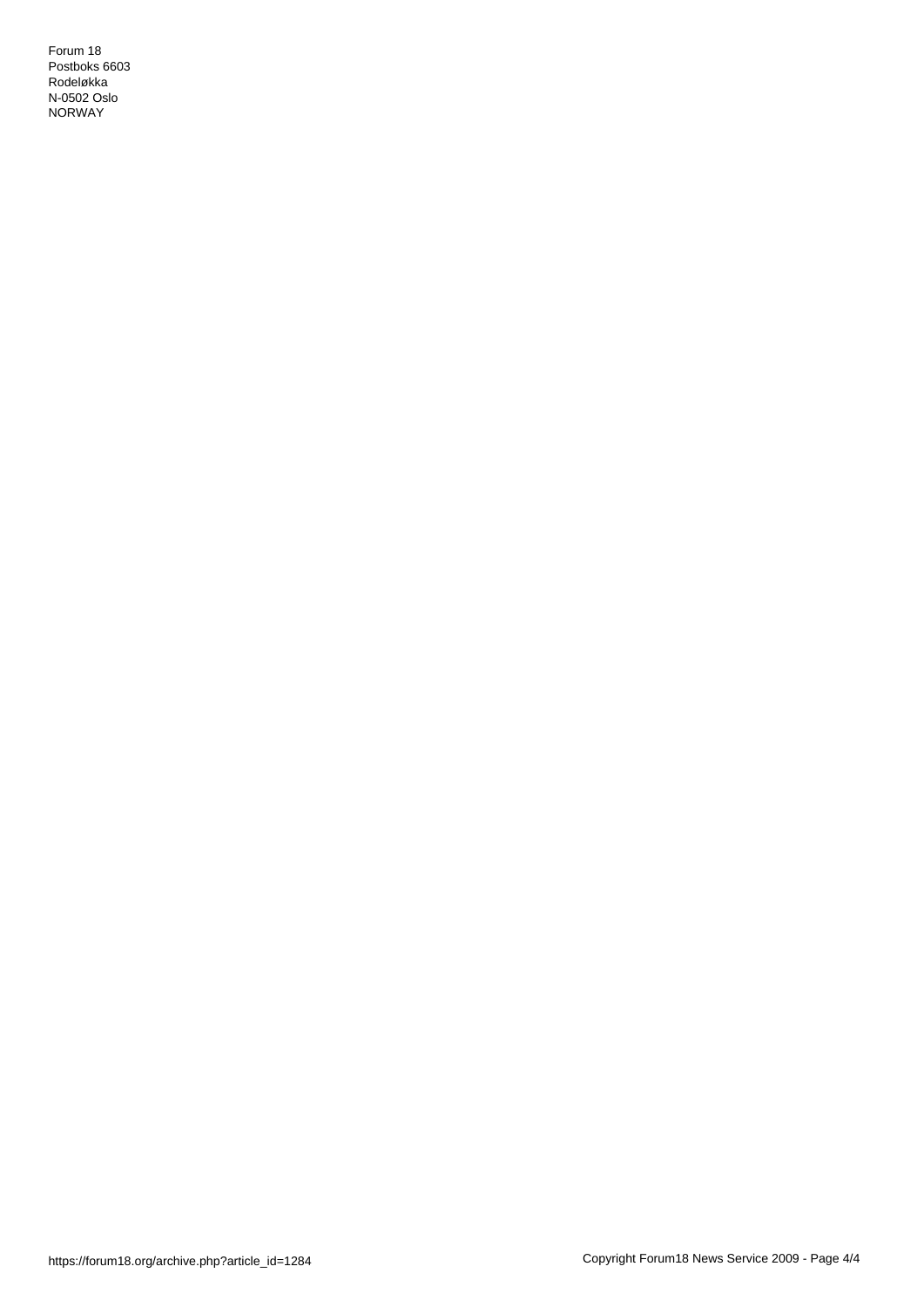Forum 18
Postboks 6603
Rodeløkka
N-0502 Oslo
NORWAY